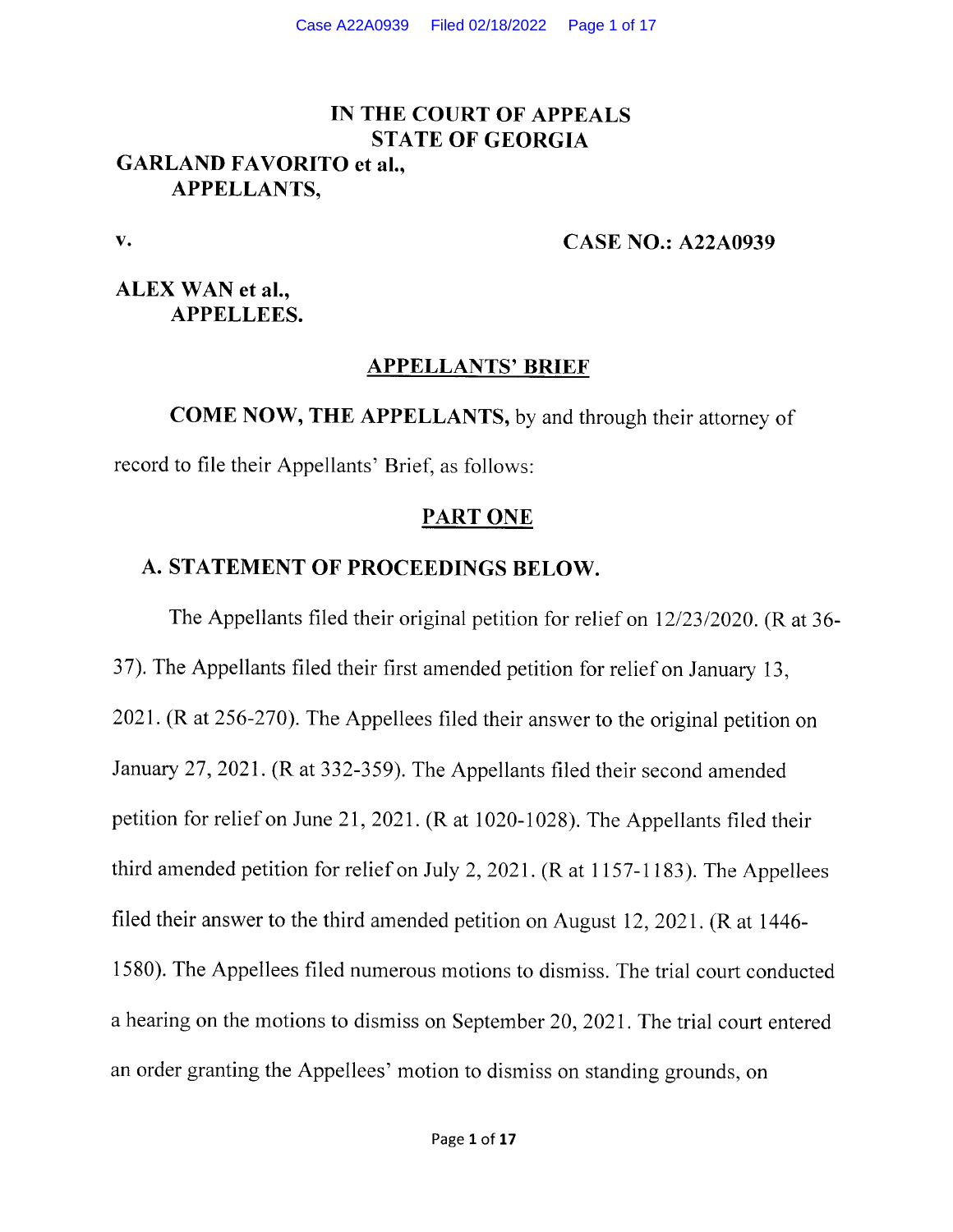# IN THE COURT OF APPEALS
# STATE OF GEORGIA

**GARLAND FAVORITO et al.,**
**APPELLANTS,**

**v.** **CASE NO.: A22A0939**

**ALEX WAN et al.,**
**APPELLEES.**

## APPELLANTS' BRIEF

**COME NOW, THE APPELLANTS,** by and through their attorney of record to file their Appellants' Brief, as follows:

## PART ONE

### A. STATEMENT OF PROCEEDINGS BELOW.

The Appellants filed their original petition for relief on 12/23/2020. (R at 36-37). The Appellants filed their first amended petition for relief on January 13, 2021. (R at 256-270). The Appellees filed their answer to the original petition on January 27, 2021. (R at 332-359). The Appellants filed their second amended petition for relief on June 21, 2021. (R at 1020-1028). The Appellants filed their third amended petition for relief on July 2, 2021. (R at 1157-1183). The Appellees filed their answer to the third amended petition on August 12, 2021. (R at 1446-1580). The Appellees filed numerous motions to dismiss. The trial court conducted a hearing on the motions to dismiss on September 20, 2021. The trial court entered an order granting the Appellees' motion to dismiss on standing grounds, on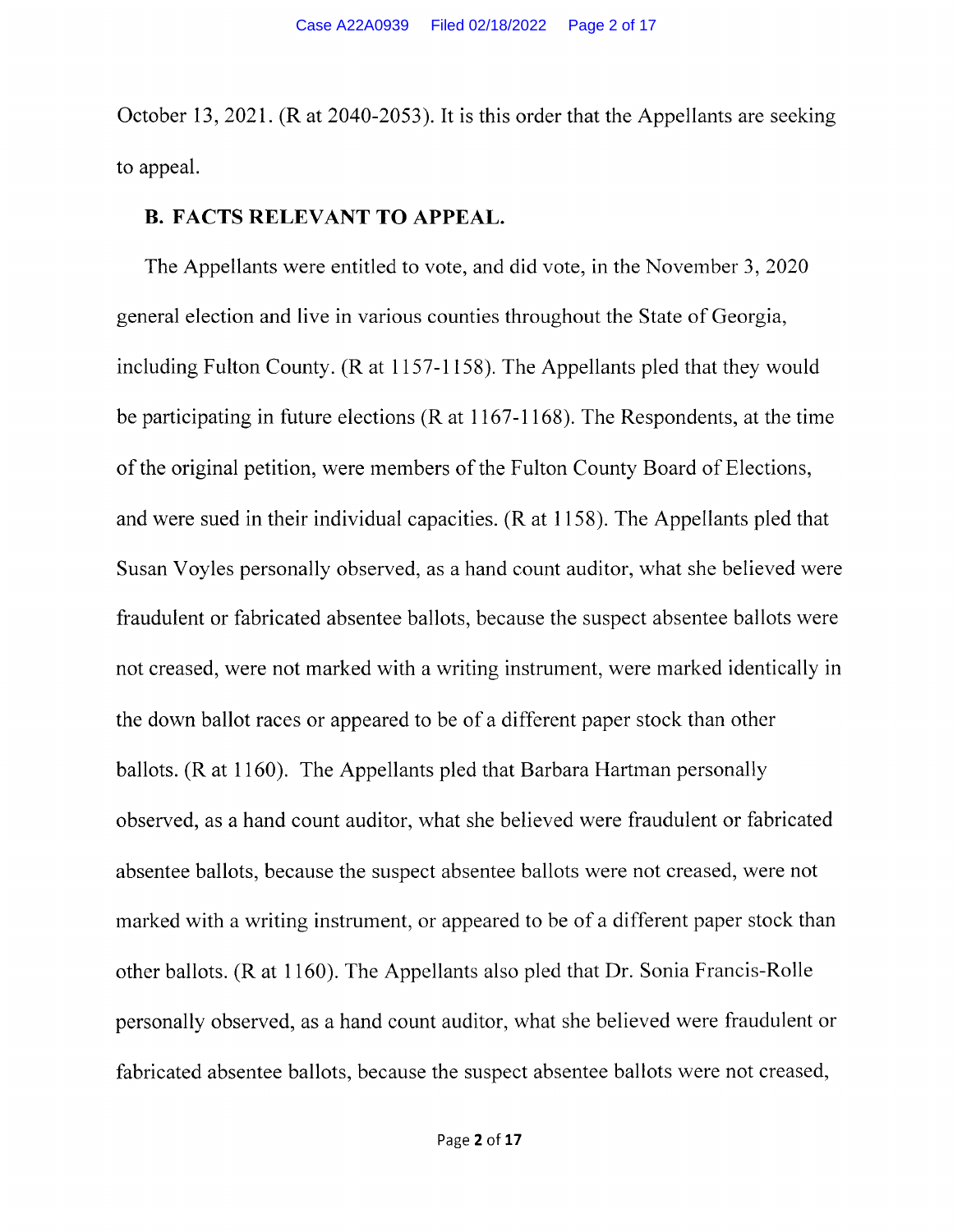October 13, 2021. (R at 2040-2053). It is this order that the Appellants are seeking to appeal.

### B. FACTS RELEVANT TO APPEAL.

The Appellants were entitled to vote, and did vote, in the November 3, 2020 general election and live in various counties throughout the State of Georgia, including Fulton County. (R at 1157-1158). The Appellants pled that they would be participating in future elections (R at 1167-1168). The Respondents, at the time of the original petition, were members of the Fulton County Board of Elections, and were sued in their individual capacities. (R at 1158). The Appellants pled that Susan Voyles personally observed, as a hand count auditor, what she believed were fraudulent or fabricated absentee ballots, because the suspect absentee ballots were not creased, were not marked with a writing instrument, were marked identically in the down ballot races or appeared to be of a different paper stock than other ballots. (R at 1160). The Appellants pled that Barbara Hartman personally observed, as a hand count auditor, what she believed were fraudulent or fabricated absentee ballots, because the suspect absentee ballots were not creased, were not marked with a writing instrument, or appeared to be of a different paper stock than other ballots. (R at 1160). The Appellants also pled that Dr. Sonia Francis-Rolle personally observed, as a hand count auditor, what she believed were fraudulent or fabricated absentee ballots, because the suspect absentee ballots were not creased,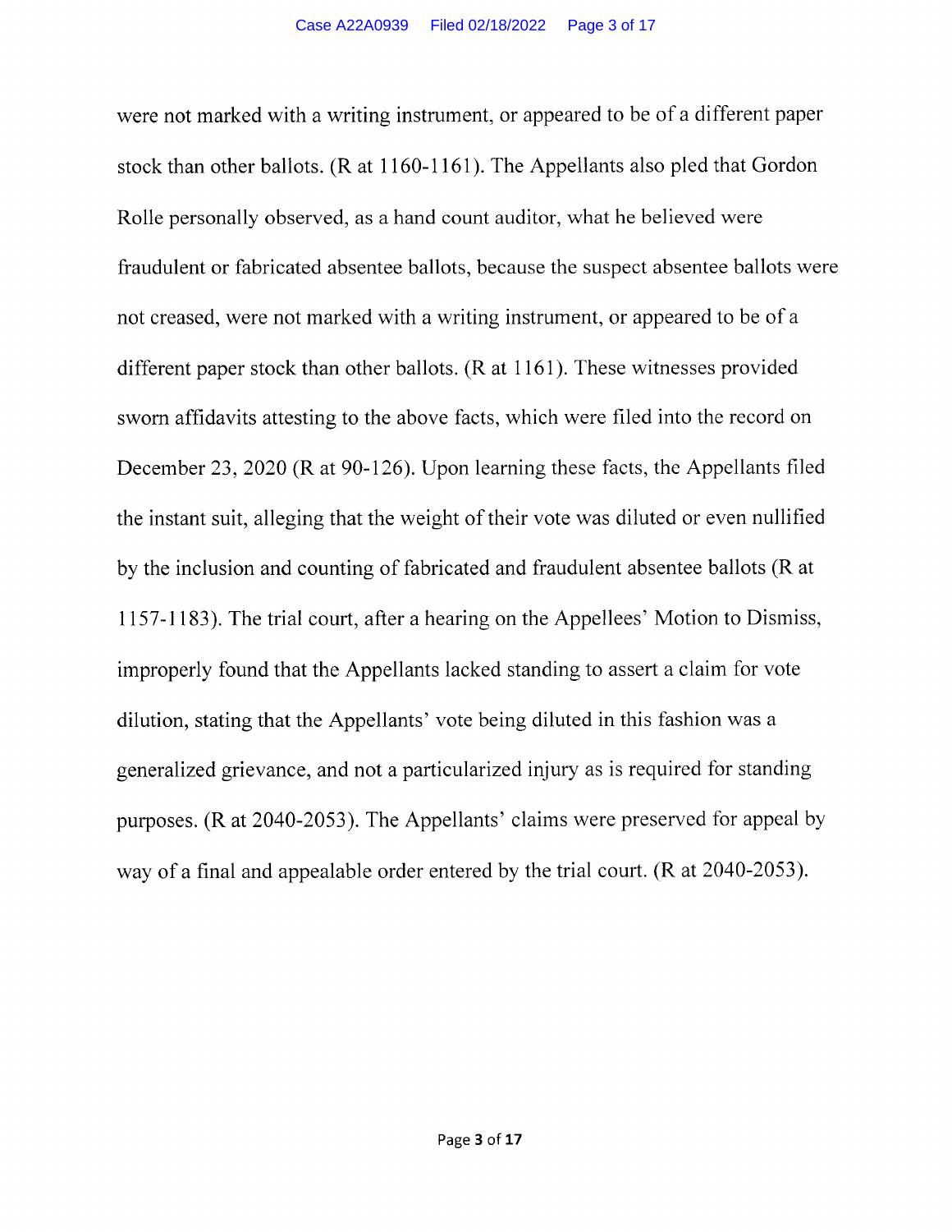were not marked with a writing instrument, or appeared to be of a different paper stock than other ballots. (R at 1160-1161). The Appellants also pled that Gordon Rolle personally observed, as a hand count auditor, what he believed were fraudulent or fabricated absentee ballots, because the suspect absentee ballots were not creased, were not marked with a writing instrument, or appeared to be of a different paper stock than other ballots. (R at 1161). These witnesses provided sworn affidavits attesting to the above facts, which were filed into the record on December 23, 2020 (R at 90-126). Upon learning these facts, the Appellants filed the instant suit, alleging that the weight of their vote was diluted or even nullified by the inclusion and counting of fabricated and fraudulent absentee ballots (R at 1157-1183). The trial court, after a hearing on the Appellees' Motion to Dismiss, improperly found that the Appellants lacked standing to assert a claim for vote dilution, stating that the Appellants' vote being diluted in this fashion was a generalized grievance, and not a particularized injury as is required for standing purposes. (R at 2040-2053). The Appellants' claims were preserved for appeal by way of a final and appealable order entered by the trial court. (R at 2040-2053).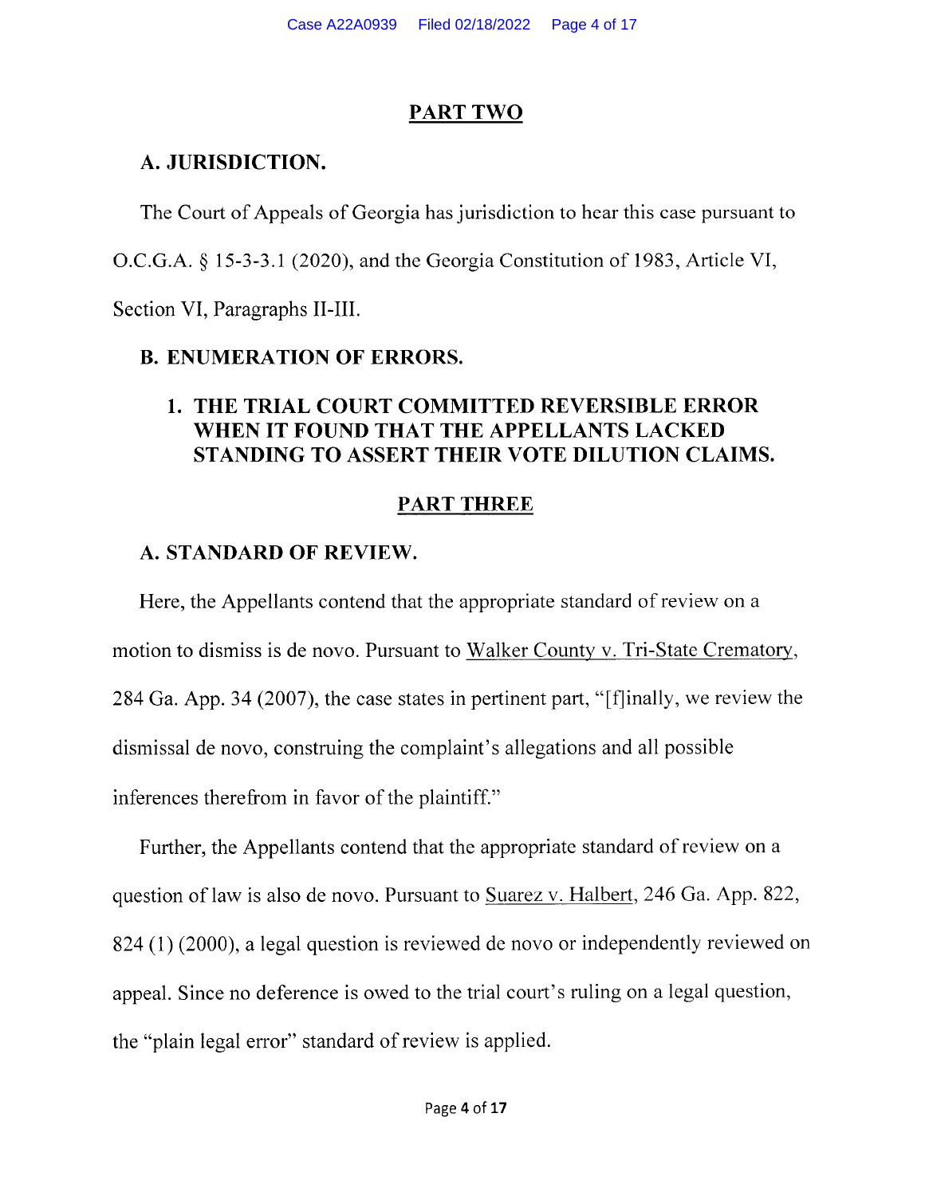## PART TWO

### A. JURISDICTION.

The Court of Appeals of Georgia has jurisdiction to hear this case pursuant to O.C.G.A. § 15-3-3.1 (2020), and the Georgia Constitution of 1983, Article VI, Section VI, Paragraphs II-III.

### B. ENUMERATION OF ERRORS.

1. **THE TRIAL COURT COMMITTED REVERSIBLE ERROR WHEN IT FOUND THAT THE APPELLANTS LACKED STANDING TO ASSERT THEIR VOTE DILUTION CLAIMS.**

## PART THREE

### A. STANDARD OF REVIEW.

Here, the Appellants contend that the appropriate standard of review on a motion to dismiss is de novo. Pursuant to Walker County v. Tri-State Crematory, 284 Ga. App. 34 (2007), the case states in pertinent part, "[f]inally, we review the dismissal de novo, construing the complaint's allegations and all possible inferences therefrom in favor of the plaintiff."

Further, the Appellants contend that the appropriate standard of review on a question of law is also de novo. Pursuant to Suarez v. Halbert, 246 Ga. App. 822, 824 (1) (2000), a legal question is reviewed de novo or independently reviewed on appeal. Since no deference is owed to the trial court's ruling on a legal question, the "plain legal error" standard of review is applied.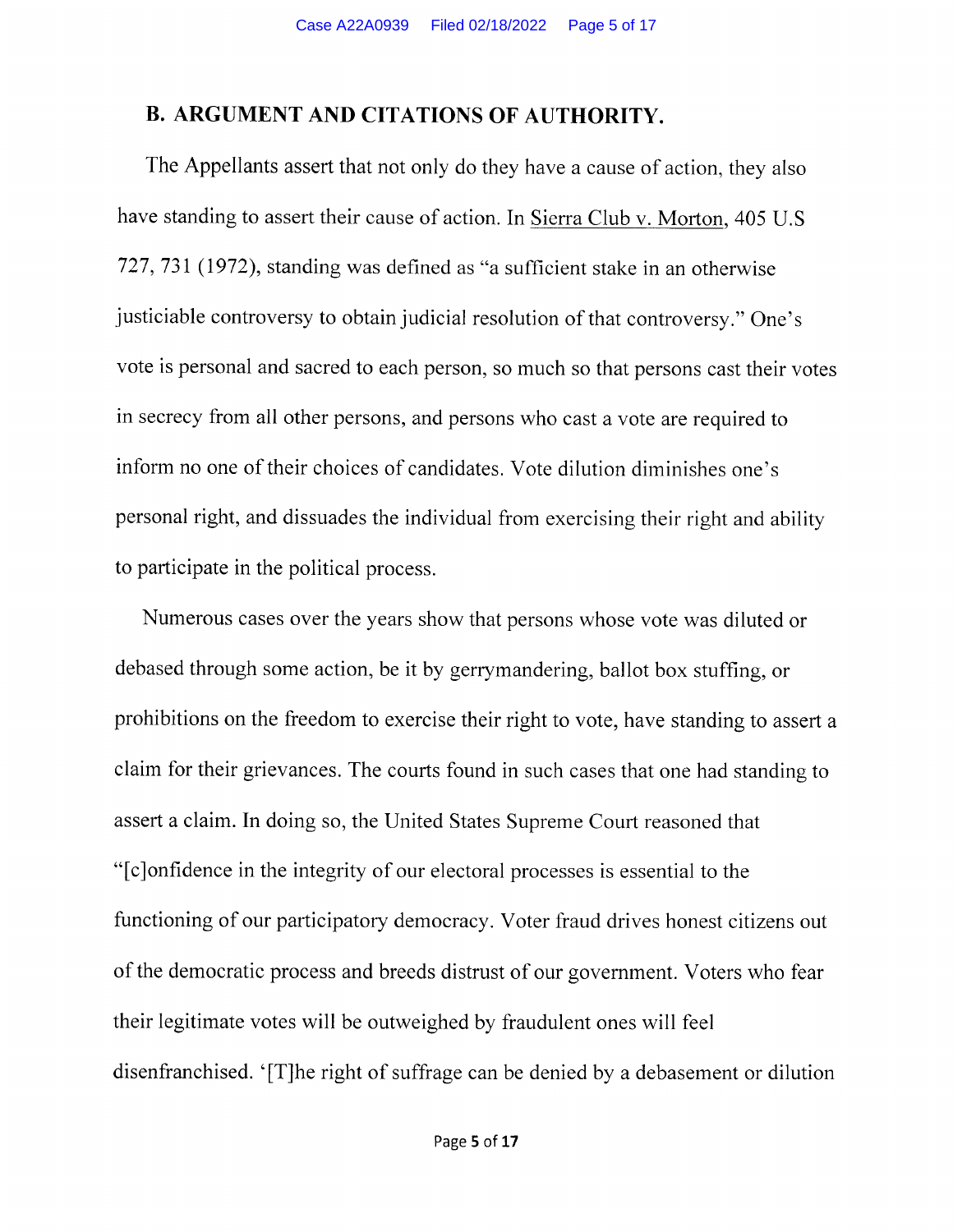## B. ARGUMENT AND CITATIONS OF AUTHORITY.

The Appellants assert that not only do they have a cause of action, they also have standing to assert their cause of action. In Sierra Club v. Morton, 405 U.S 727, 731 (1972), standing was defined as "a sufficient stake in an otherwise justiciable controversy to obtain judicial resolution of that controversy." One's vote is personal and sacred to each person, so much so that persons cast their votes in secrecy from all other persons, and persons who cast a vote are required to inform no one of their choices of candidates. Vote dilution diminishes one's personal right, and dissuades the individual from exercising their right and ability to participate in the political process.

Numerous cases over the years show that persons whose vote was diluted or debased through some action, be it by gerrymandering, ballot box stuffing, or prohibitions on the freedom to exercise their right to vote, have standing to assert a claim for their grievances. The courts found in such cases that one had standing to assert a claim. In doing so, the United States Supreme Court reasoned that "[c]onfidence in the integrity of our electoral processes is essential to the functioning of our participatory democracy. Voter fraud drives honest citizens out of the democratic process and breeds distrust of our government. Voters who fear their legitimate votes will be outweighed by fraudulent ones will feel disenfranchised. '[T]he right of suffrage can be denied by a debasement or dilution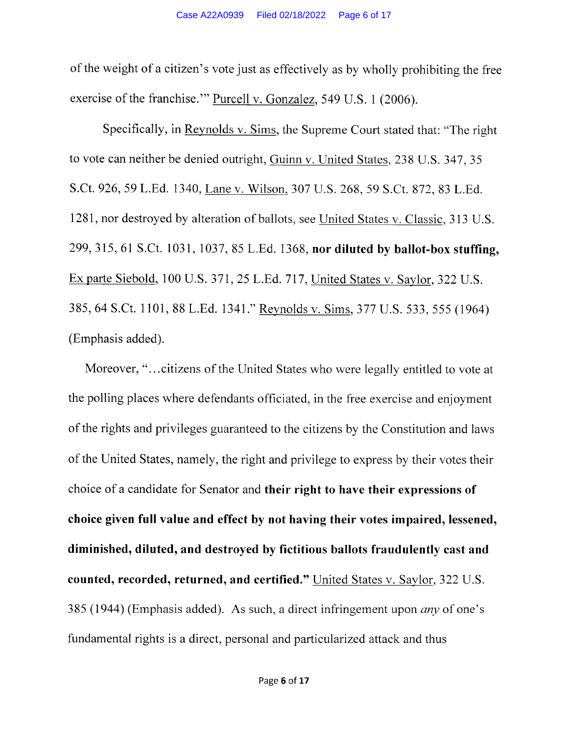of the weight of a citizen's vote just as effectively as by wholly prohibiting the free exercise of the franchise.'" Purcell v. Gonzalez, 549 U.S. 1 (2006).

Specifically, in Reynolds v. Sims, the Supreme Court stated that: "The right to vote can neither be denied outright, Guinn v. United States, 238 U.S. 347, 35 S.Ct. 926, 59 L.Ed. 1340, Lane v. Wilson, 307 U.S. 268, 59 S.Ct. 872, 83 L.Ed. 1281, nor destroyed by alteration of ballots, see United States v. Classic, 313 U.S. 299, 315, 61 S.Ct. 1031, 1037, 85 L.Ed. 1368, **nor diluted by ballot-box stuffing,** Ex parte Siebold, 100 U.S. 371, 25 L.Ed. 717, United States v. Saylor, 322 U.S. 385, 64 S.Ct. 1101, 88 L.Ed. 1341." Reynolds v. Sims, 377 U.S. 533, 555 (1964) (Emphasis added).

Moreover, "…citizens of the United States who were legally entitled to vote at the polling places where defendants officiated, in the free exercise and enjoyment of the rights and privileges guaranteed to the citizens by the Constitution and laws of the United States, namely, the right and privilege to express by their votes their choice of a candidate for Senator and **their right to have their expressions of choice given full value and effect by not having their votes impaired, lessened, diminished, diluted, and destroyed by fictitious ballots fraudulently cast and counted, recorded, returned, and certified."** United States v. Saylor, 322 U.S. 385 (1944) (Emphasis added). As such, a direct infringement upon *any* of one's fundamental rights is a direct, personal and particularized attack and thus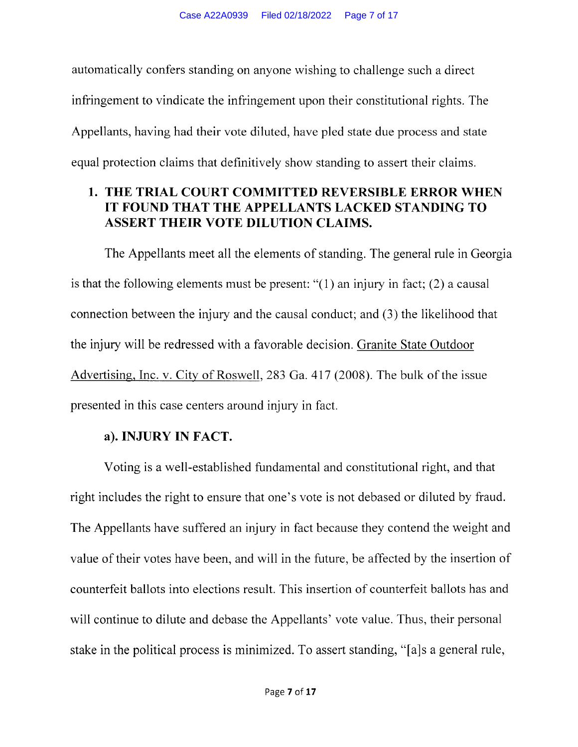automatically confers standing on anyone wishing to challenge such a direct infringement to vindicate the infringement upon their constitutional rights. The Appellants, having had their vote diluted, have pled state due process and state equal protection claims that definitively show standing to assert their claims.

## 1. THE TRIAL COURT COMMITTED REVERSIBLE ERROR WHEN IT FOUND THAT THE APPELLANTS LACKED STANDING TO ASSERT THEIR VOTE DILUTION CLAIMS.

The Appellants meet all the elements of standing. The general rule in Georgia is that the following elements must be present: "(1) an injury in fact; (2) a causal connection between the injury and the causal conduct; and (3) the likelihood that the injury will be redressed with a favorable decision. Granite State Outdoor Advertising, Inc. v. City of Roswell, 283 Ga. 417 (2008). The bulk of the issue presented in this case centers around injury in fact.

### a). INJURY IN FACT.

Voting is a well-established fundamental and constitutional right, and that right includes the right to ensure that one's vote is not debased or diluted by fraud. The Appellants have suffered an injury in fact because they contend the weight and value of their votes have been, and will in the future, be affected by the insertion of counterfeit ballots into elections result. This insertion of counterfeit ballots has and will continue to dilute and debase the Appellants' vote value. Thus, their personal stake in the political process is minimized. To assert standing, "[a]s a general rule,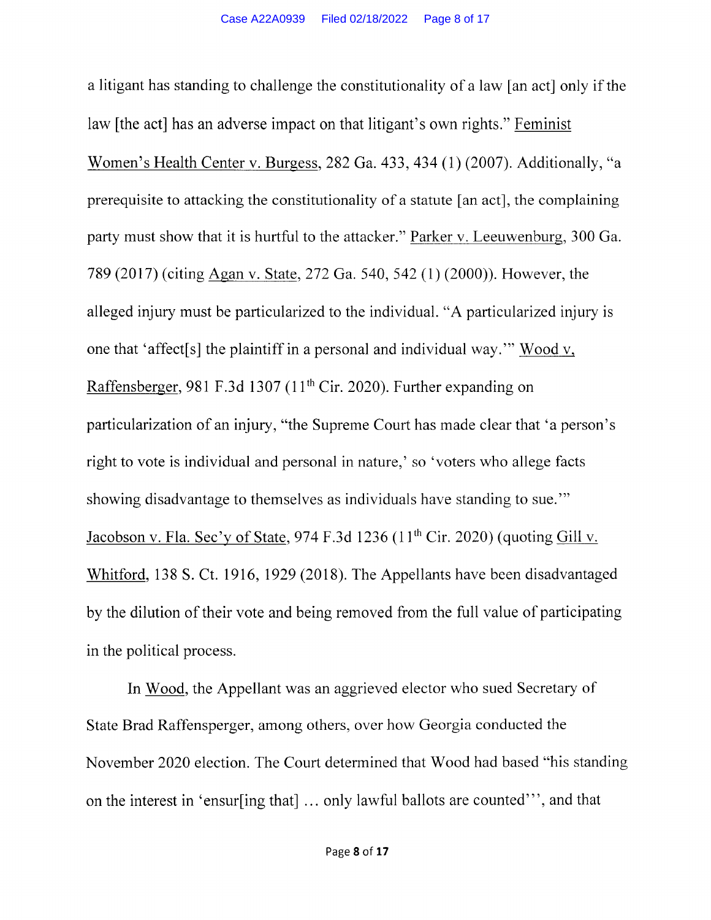a litigant has standing to challenge the constitutionality of a law [an act] only if the law [the act] has an adverse impact on that litigant's own rights." Feminist Women's Health Center v. Burgess, 282 Ga. 433, 434 (1) (2007). Additionally, "a prerequisite to attacking the constitutionality of a statute [an act], the complaining party must show that it is hurtful to the attacker." Parker v. Leeuwenburg, 300 Ga. 789 (2017) (citing Agan v. State, 272 Ga. 540, 542 (1) (2000)). However, the alleged injury must be particularized to the individual. "A particularized injury is one that 'affect[s] the plaintiff in a personal and individual way.'" Wood v, Raffensberger, 981 F.3d 1307 (11th Cir. 2020). Further expanding on particularization of an injury, "the Supreme Court has made clear that 'a person's right to vote is individual and personal in nature,' so 'voters who allege facts showing disadvantage to themselves as individuals have standing to sue.'" Jacobson v. Fla. Sec'y of State, 974 F.3d 1236 (11th Cir. 2020) (quoting Gill v. Whitford, 138 S. Ct. 1916, 1929 (2018). The Appellants have been disadvantaged by the dilution of their vote and being removed from the full value of participating in the political process.

In Wood, the Appellant was an aggrieved elector who sued Secretary of State Brad Raffensperger, among others, over how Georgia conducted the November 2020 election. The Court determined that Wood had based "his standing on the interest in 'ensur[ing that] … only lawful ballots are counted''', and that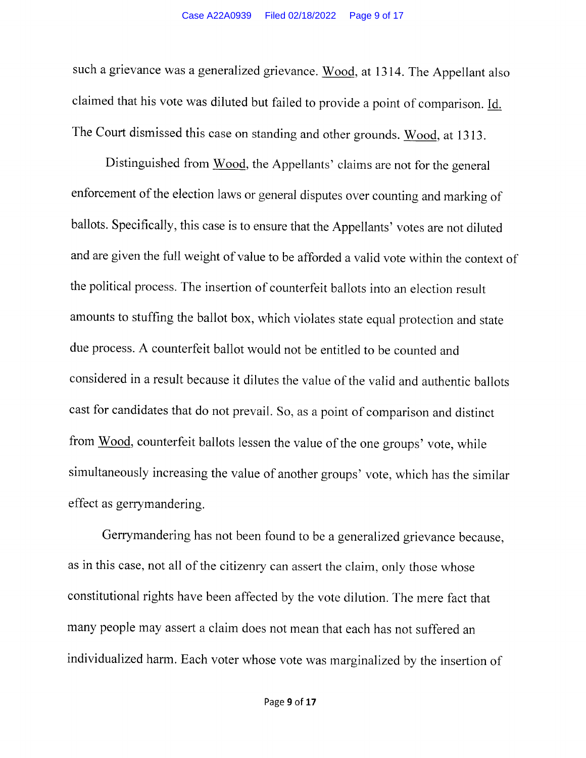such a grievance was a generalized grievance. Wood, at 1314. The Appellant also claimed that his vote was diluted but failed to provide a point of comparison. Id. The Court dismissed this case on standing and other grounds. Wood, at 1313.

Distinguished from Wood, the Appellants' claims are not for the general enforcement of the election laws or general disputes over counting and marking of ballots. Specifically, this case is to ensure that the Appellants' votes are not diluted and are given the full weight of value to be afforded a valid vote within the context of the political process. The insertion of counterfeit ballots into an election result amounts to stuffing the ballot box, which violates state equal protection and state due process. A counterfeit ballot would not be entitled to be counted and considered in a result because it dilutes the value of the valid and authentic ballots cast for candidates that do not prevail. So, as a point of comparison and distinct from Wood, counterfeit ballots lessen the value of the one groups' vote, while simultaneously increasing the value of another groups' vote, which has the similar effect as gerrymandering.

Gerrymandering has not been found to be a generalized grievance because, as in this case, not all of the citizenry can assert the claim, only those whose constitutional rights have been affected by the vote dilution. The mere fact that many people may assert a claim does not mean that each has not suffered an individualized harm. Each voter whose vote was marginalized by the insertion of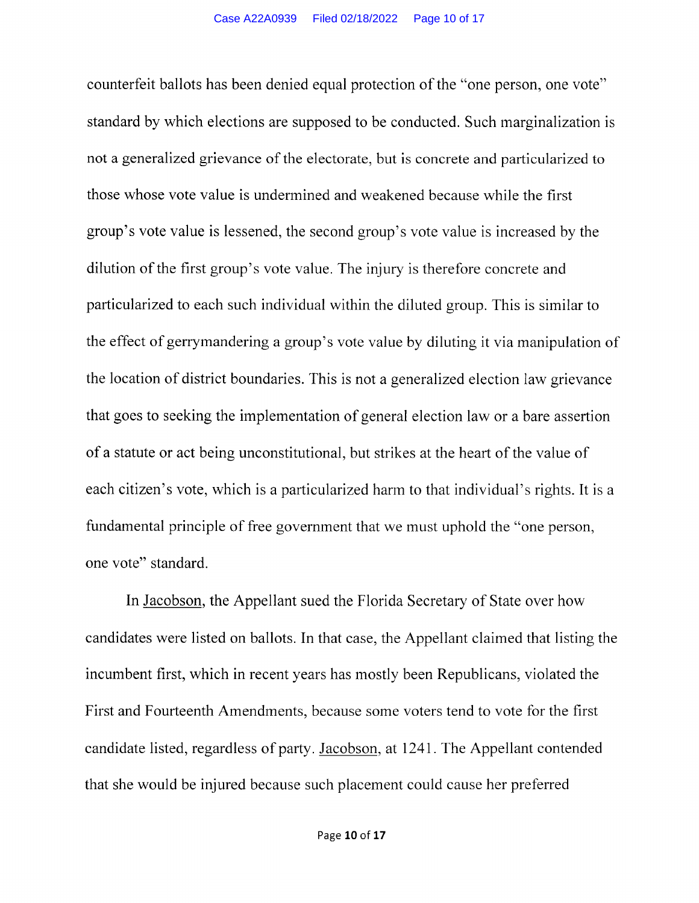counterfeit ballots has been denied equal protection of the "one person, one vote" standard by which elections are supposed to be conducted. Such marginalization is not a generalized grievance of the electorate, but is concrete and particularized to those whose vote value is undermined and weakened because while the first group's vote value is lessened, the second group's vote value is increased by the dilution of the first group's vote value. The injury is therefore concrete and particularized to each such individual within the diluted group. This is similar to the effect of gerrymandering a group's vote value by diluting it via manipulation of the location of district boundaries. This is not a generalized election law grievance that goes to seeking the implementation of general election law or a bare assertion of a statute or act being unconstitutional, but strikes at the heart of the value of each citizen's vote, which is a particularized harm to that individual's rights. It is a fundamental principle of free government that we must uphold the "one person, one vote" standard.

In Jacobson, the Appellant sued the Florida Secretary of State over how candidates were listed on ballots. In that case, the Appellant claimed that listing the incumbent first, which in recent years has mostly been Republicans, violated the First and Fourteenth Amendments, because some voters tend to vote for the first candidate listed, regardless of party. Jacobson, at 1241. The Appellant contended that she would be injured because such placement could cause her preferred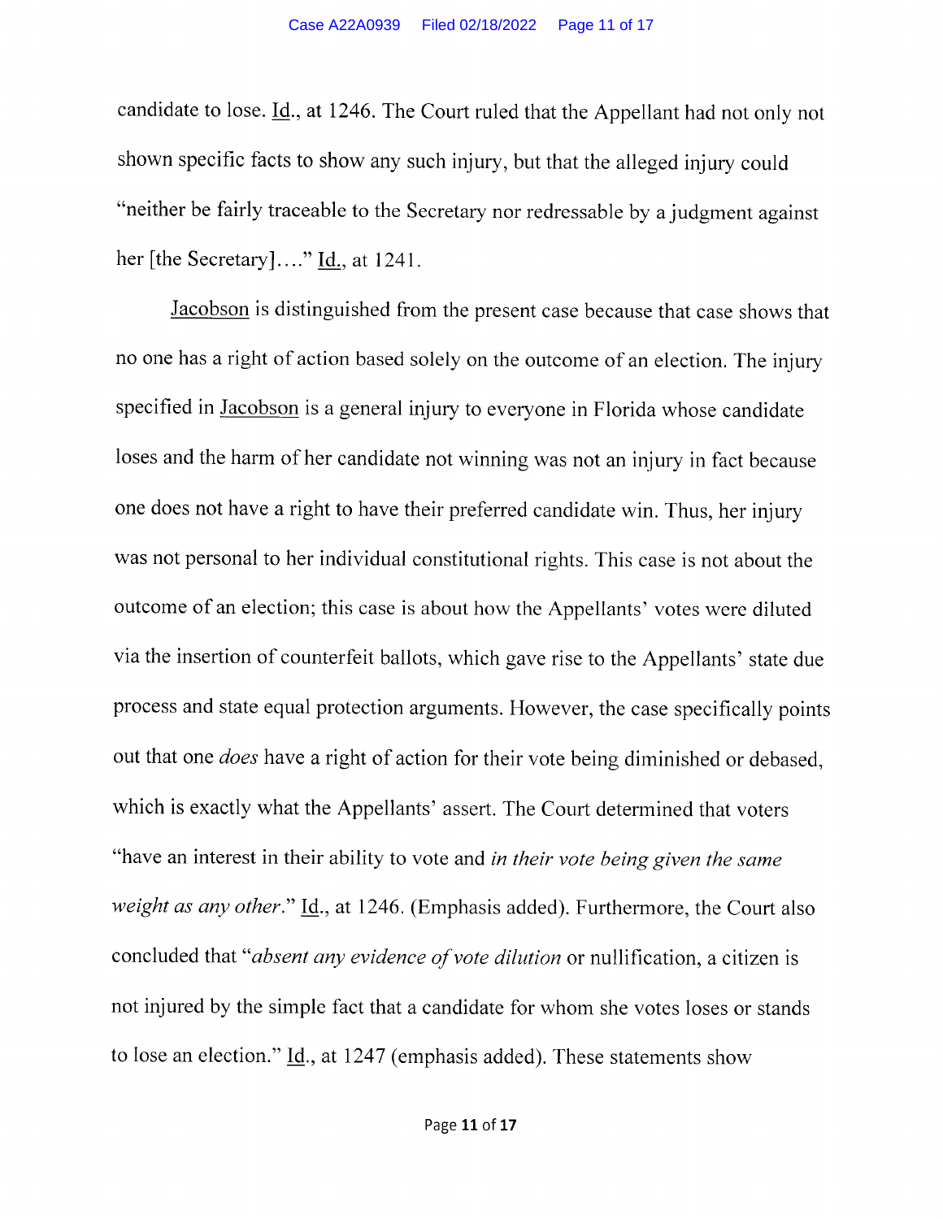candidate to lose. Id., at 1246. The Court ruled that the Appellant had not only not shown specific facts to show any such injury, but that the alleged injury could "neither be fairly traceable to the Secretary nor redressable by a judgment against her [the Secretary]…." Id., at 1241.

Jacobson is distinguished from the present case because that case shows that no one has a right of action based solely on the outcome of an election. The injury specified in Jacobson is a general injury to everyone in Florida whose candidate loses and the harm of her candidate not winning was not an injury in fact because one does not have a right to have their preferred candidate win. Thus, her injury was not personal to her individual constitutional rights. This case is not about the outcome of an election; this case is about how the Appellants' votes were diluted via the insertion of counterfeit ballots, which gave rise to the Appellants' state due process and state equal protection arguments. However, the case specifically points out that one *does* have a right of action for their vote being diminished or debased, which is exactly what the Appellants' assert. The Court determined that voters "have an interest in their ability to vote and *in their vote being given the same weight as any other*." Id., at 1246. (Emphasis added). Furthermore, the Court also concluded that "*absent any evidence of vote dilution* or nullification, a citizen is not injured by the simple fact that a candidate for whom she votes loses or stands to lose an election." Id., at 1247 (emphasis added). These statements show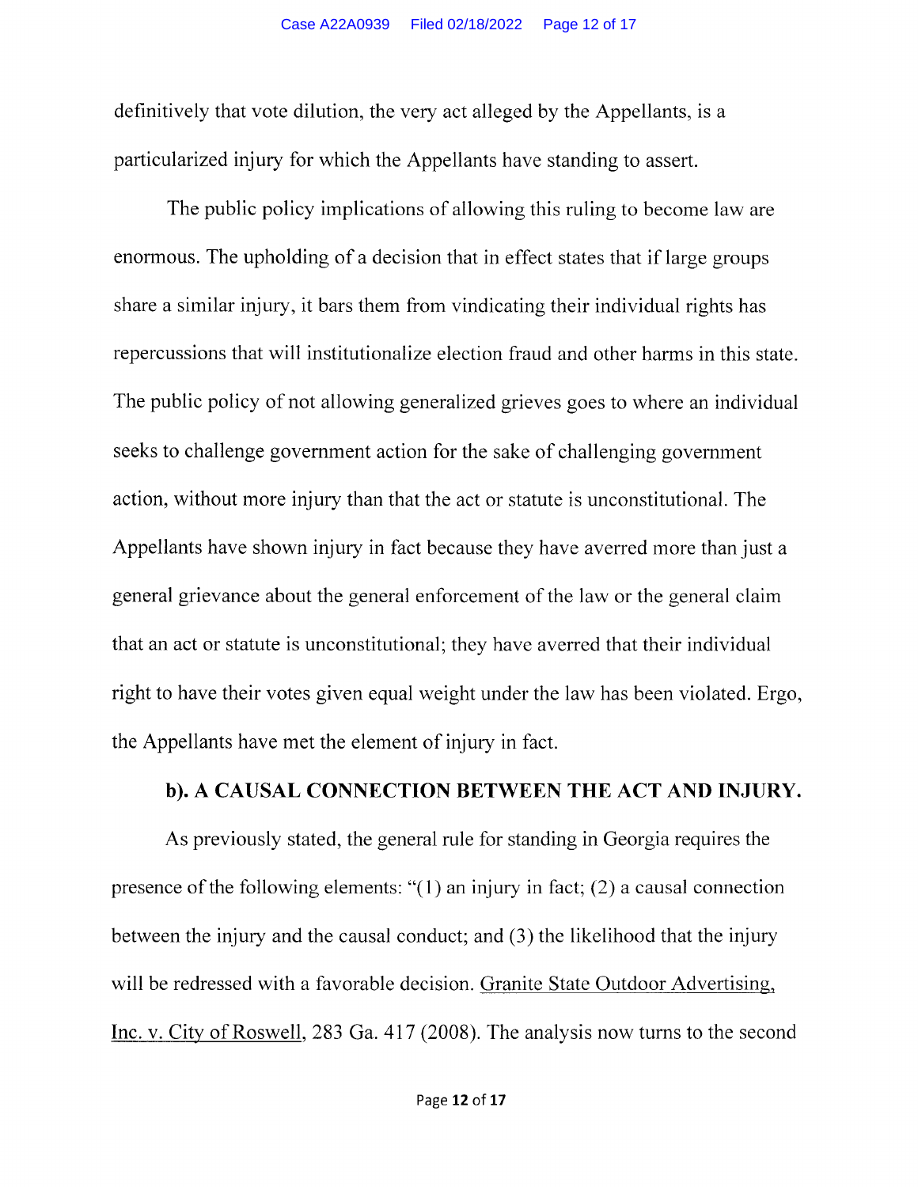definitively that vote dilution, the very act alleged by the Appellants, is a particularized injury for which the Appellants have standing to assert.

The public policy implications of allowing this ruling to become law are enormous. The upholding of a decision that in effect states that if large groups share a similar injury, it bars them from vindicating their individual rights has repercussions that will institutionalize election fraud and other harms in this state. The public policy of not allowing generalized grieves goes to where an individual seeks to challenge government action for the sake of challenging government action, without more injury than that the act or statute is unconstitutional. The Appellants have shown injury in fact because they have averred more than just a general grievance about the general enforcement of the law or the general claim that an act or statute is unconstitutional; they have averred that their individual right to have their votes given equal weight under the law has been violated. Ergo, the Appellants have met the element of injury in fact.

**b). A CAUSAL CONNECTION BETWEEN THE ACT AND INJURY.**

As previously stated, the general rule for standing in Georgia requires the presence of the following elements: "(1) an injury in fact; (2) a causal connection between the injury and the causal conduct; and (3) the likelihood that the injury will be redressed with a favorable decision. Granite State Outdoor Advertising, Inc. v. City of Roswell, 283 Ga. 417 (2008). The analysis now turns to the second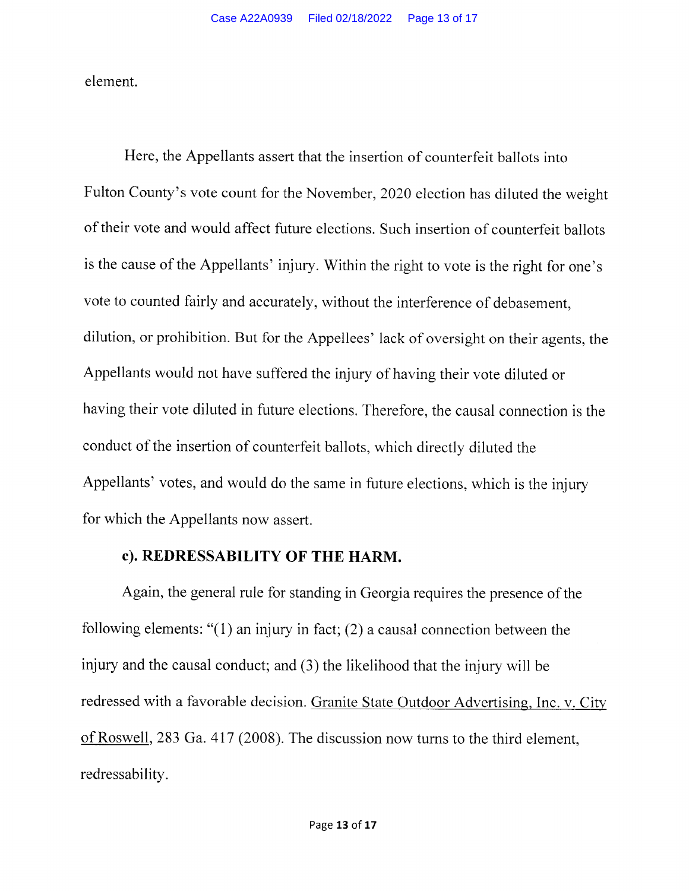element.

Here, the Appellants assert that the insertion of counterfeit ballots into Fulton County's vote count for the November, 2020 election has diluted the weight of their vote and would affect future elections. Such insertion of counterfeit ballots is the cause of the Appellants' injury. Within the right to vote is the right for one's vote to counted fairly and accurately, without the interference of debasement, dilution, or prohibition. But for the Appellees' lack of oversight on their agents, the Appellants would not have suffered the injury of having their vote diluted or having their vote diluted in future elections. Therefore, the causal connection is the conduct of the insertion of counterfeit ballots, which directly diluted the Appellants' votes, and would do the same in future elections, which is the injury for which the Appellants now assert.

**c). REDRESSABILITY OF THE HARM.**

Again, the general rule for standing in Georgia requires the presence of the following elements: "(1) an injury in fact; (2) a causal connection between the injury and the causal conduct; and (3) the likelihood that the injury will be redressed with a favorable decision. Granite State Outdoor Advertising, Inc. v. City of Roswell, 283 Ga. 417 (2008). The discussion now turns to the third element, redressability.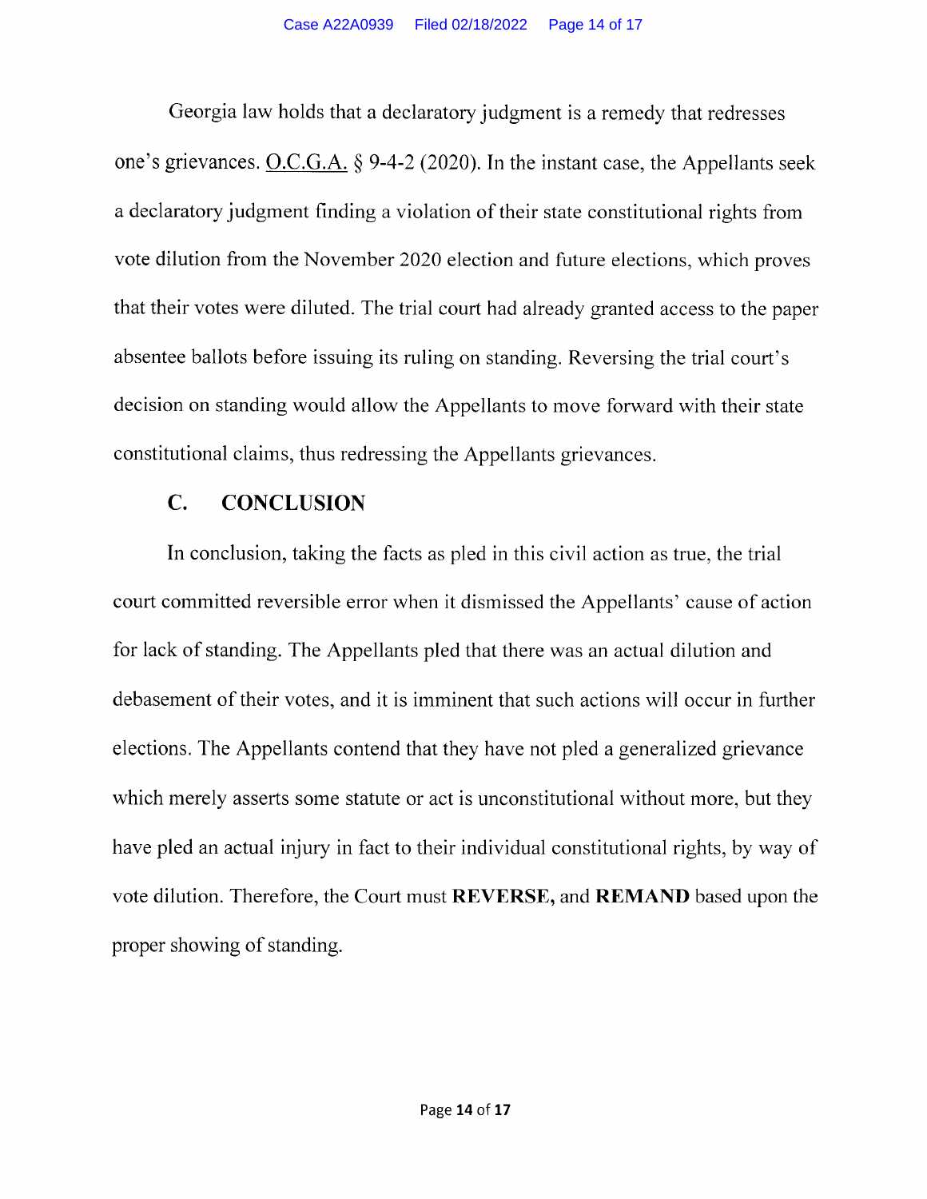Georgia law holds that a declaratory judgment is a remedy that redresses one's grievances. O.C.G.A. § 9-4-2 (2020). In the instant case, the Appellants seek a declaratory judgment finding a violation of their state constitutional rights from vote dilution from the November 2020 election and future elections, which proves that their votes were diluted. The trial court had already granted access to the paper absentee ballots before issuing its ruling on standing. Reversing the trial court's decision on standing would allow the Appellants to move forward with their state constitutional claims, thus redressing the Appellants grievances.

## C. CONCLUSION

In conclusion, taking the facts as pled in this civil action as true, the trial court committed reversible error when it dismissed the Appellants' cause of action for lack of standing. The Appellants pled that there was an actual dilution and debasement of their votes, and it is imminent that such actions will occur in further elections. The Appellants contend that they have not pled a generalized grievance which merely asserts some statute or act is unconstitutional without more, but they have pled an actual injury in fact to their individual constitutional rights, by way of vote dilution. Therefore, the Court must **REVERSE,** and **REMAND** based upon the proper showing of standing.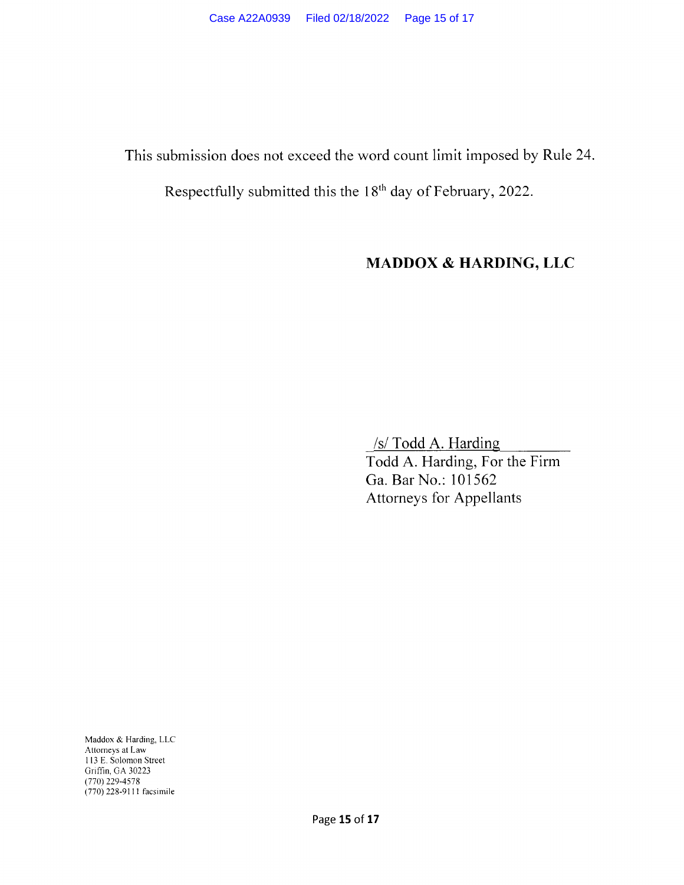This submission does not exceed the word count limit imposed by Rule 24.

Respectfully submitted this the 18th day of February, 2022.

**MADDOX & HARDING, LLC**

/s/ Todd A. Harding
Todd A. Harding, For the Firm
Ga. Bar No.: 101562
Attorneys for Appellants

Maddox & Harding, LLC
Attorneys at Law
113 E. Solomon Street
Griffin, GA 30223
(770) 229-4578
(770) 228-9111 facsimile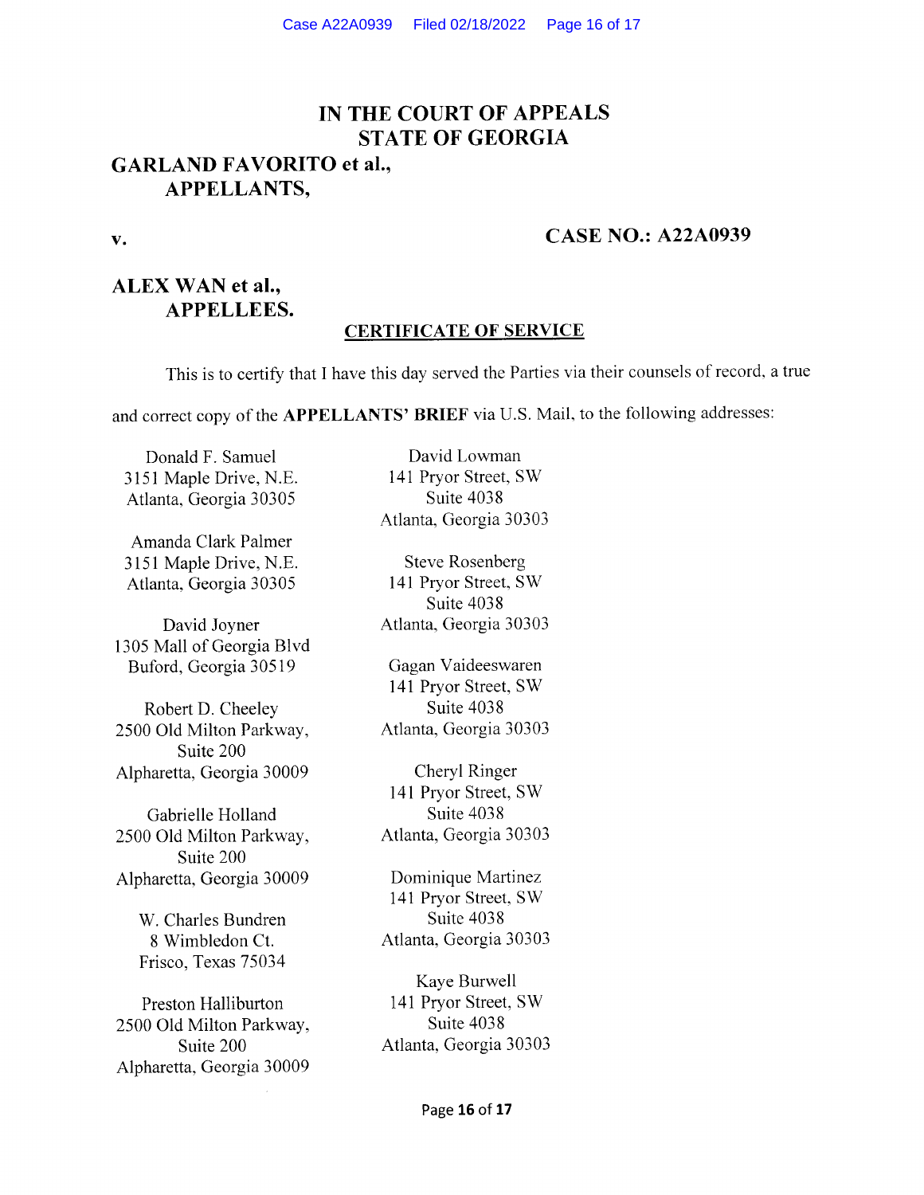# IN THE COURT OF APPEALS
# STATE OF GEORGIA

**GARLAND FAVORITO et al.,**
**APPELLANTS,**

**v.** **CASE NO.: A22A0939**

**ALEX WAN et al.,**
**APPELLEES.**

## CERTIFICATE OF SERVICE

This is to certify that I have this day served the Parties via their counsels of record, a true and correct copy of the **APPELLANTS' BRIEF** via U.S. Mail, to the following addresses:

Donald F. Samuel
3151 Maple Drive, N.E.
Atlanta, Georgia 30305

Amanda Clark Palmer
3151 Maple Drive, N.E.
Atlanta, Georgia 30305

David Joyner
1305 Mall of Georgia Blvd
Buford, Georgia 30519

Robert D. Cheeley
2500 Old Milton Parkway,
Suite 200
Alpharetta, Georgia 30009

Gabrielle Holland
2500 Old Milton Parkway,
Suite 200
Alpharetta, Georgia 30009

W. Charles Bundren
8 Wimbledon Ct.
Frisco, Texas 75034

Preston Halliburton
2500 Old Milton Parkway,
Suite 200
Alpharetta, Georgia 30009

David Lowman
141 Pryor Street, SW
Suite 4038
Atlanta, Georgia 30303

Steve Rosenberg
141 Pryor Street, SW
Suite 4038
Atlanta, Georgia 30303

Gagan Vaideeswaren
141 Pryor Street, SW
Suite 4038
Atlanta, Georgia 30303

Cheryl Ringer
141 Pryor Street, SW
Suite 4038
Atlanta, Georgia 30303

Dominique Martinez
141 Pryor Street, SW
Suite 4038
Atlanta, Georgia 30303

Kaye Burwell
141 Pryor Street, SW
Suite 4038
Atlanta, Georgia 30303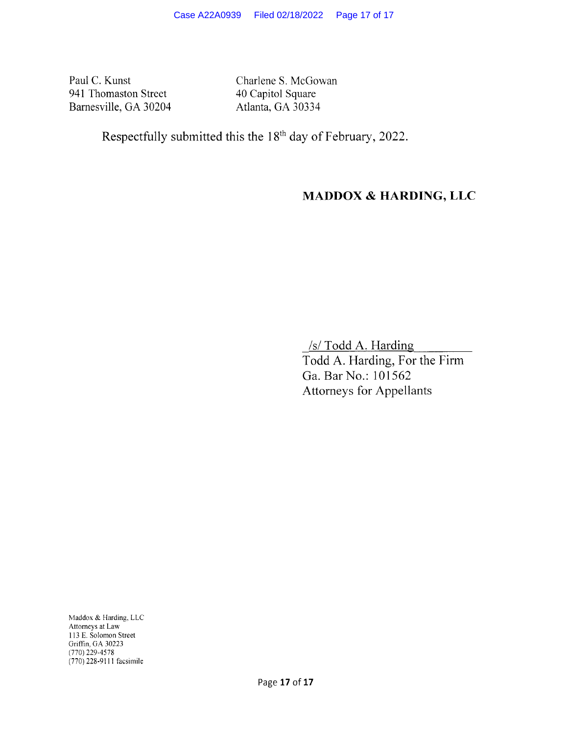Paul C. Kunst
941 Thomaston Street
Barnesville, GA 30204

Charlene S. McGowan
40 Capitol Square
Atlanta, GA 30334

Respectfully submitted this the 18th day of February, 2022.

**MADDOX & HARDING, LLC**

/s/ Todd A. Harding
Todd A. Harding, For the Firm
Ga. Bar No.: 101562
Attorneys for Appellants

Maddox & Harding, LLC
Attorneys at Law
113 E. Solomon Street
Griffin, GA 30223
(770) 229-4578
(770) 228-9111 facsimile